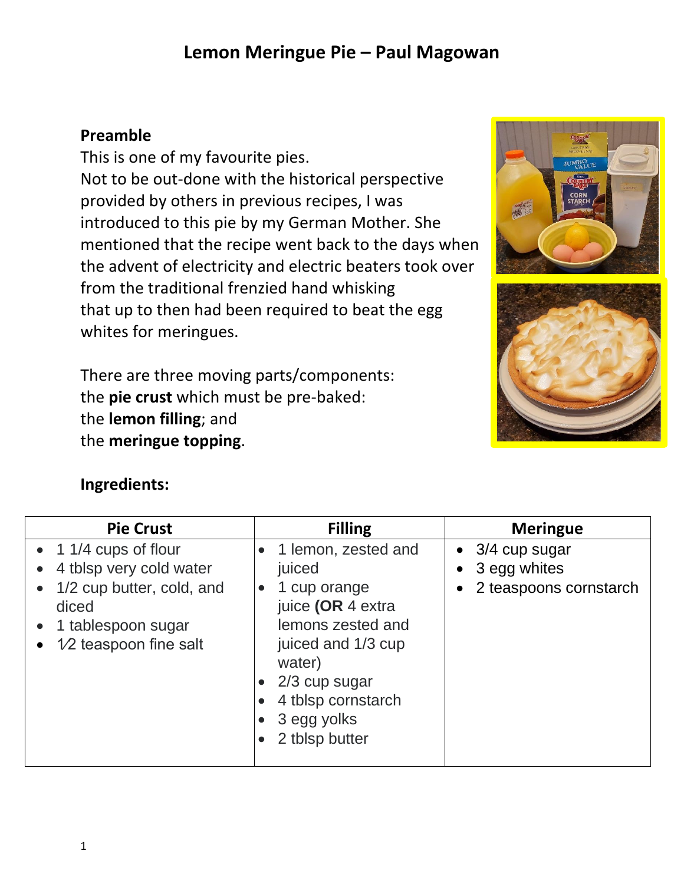# Lemon Meringue Pie – Paul Magowan

**Preamble**

This is one of my favourite pies.
Not to be out-done with the historical perspective provided by others in previous recipes, I was introduced to this pie by my German Mother. She mentioned that the recipe went back to the days when the advent of electricity and electric beaters took over from the traditional frenzied hand whisking that up to then had been required to beat the egg whites for meringues.

There are three moving parts/components:
the **pie crust** which must be pre-baked:
the **lemon filling**; and
the **meringue topping**.

**Ingredients:**

| Pie Crust | Filling | Meringue |
|---|---|---|
| • 1 1/4 cups of flour<br>• 4 tblsp very cold water<br>• 1/2 cup butter, cold, and diced<br>• 1 tablespoon sugar<br>• 1⁄2 teaspoon fine salt | • 1 lemon, zested and juiced<br>• 1 cup orange juice **(OR** 4 extra lemons zested and juiced and 1/3 cup water)<br>• 2/3 cup sugar<br>• 4 tblsp cornstarch<br>• 3 egg yolks<br>• 2 tblsp butter | • 3/4 cup sugar<br>• 3 egg whites<br>• 2 teaspoons cornstarch |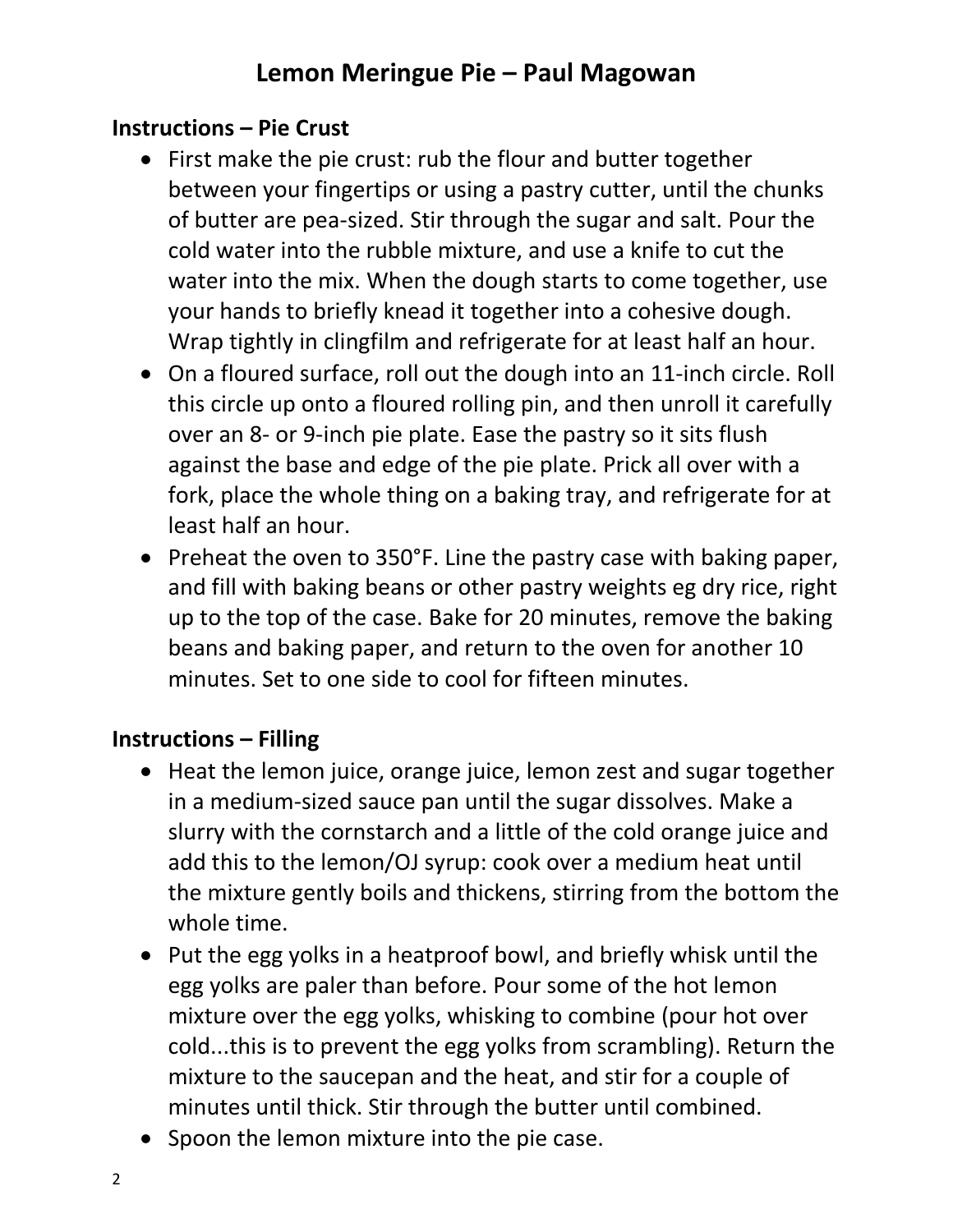# Lemon Meringue Pie – Paul Magowan

## Instructions – Pie Crust

- First make the pie crust: rub the flour and butter together between your fingertips or using a pastry cutter, until the chunks of butter are pea-sized. Stir through the sugar and salt. Pour the cold water into the rubble mixture, and use a knife to cut the water into the mix. When the dough starts to come together, use your hands to briefly knead it together into a cohesive dough. Wrap tightly in clingfilm and refrigerate for at least half an hour.
- On a floured surface, roll out the dough into an 11-inch circle. Roll this circle up onto a floured rolling pin, and then unroll it carefully over an 8- or 9-inch pie plate. Ease the pastry so it sits flush against the base and edge of the pie plate. Prick all over with a fork, place the whole thing on a baking tray, and refrigerate for at least half an hour.
- Preheat the oven to 350°F. Line the pastry case with baking paper, and fill with baking beans or other pastry weights eg dry rice, right up to the top of the case. Bake for 20 minutes, remove the baking beans and baking paper, and return to the oven for another 10 minutes. Set to one side to cool for fifteen minutes.

## Instructions – Filling

- Heat the lemon juice, orange juice, lemon zest and sugar together in a medium-sized sauce pan until the sugar dissolves. Make a slurry with the cornstarch and a little of the cold orange juice and add this to the lemon/OJ syrup: cook over a medium heat until the mixture gently boils and thickens, stirring from the bottom the whole time.
- Put the egg yolks in a heatproof bowl, and briefly whisk until the egg yolks are paler than before. Pour some of the hot lemon mixture over the egg yolks, whisking to combine (pour hot over cold...this is to prevent the egg yolks from scrambling). Return the mixture to the saucepan and the heat, and stir for a couple of minutes until thick. Stir through the butter until combined.
- Spoon the lemon mixture into the pie case.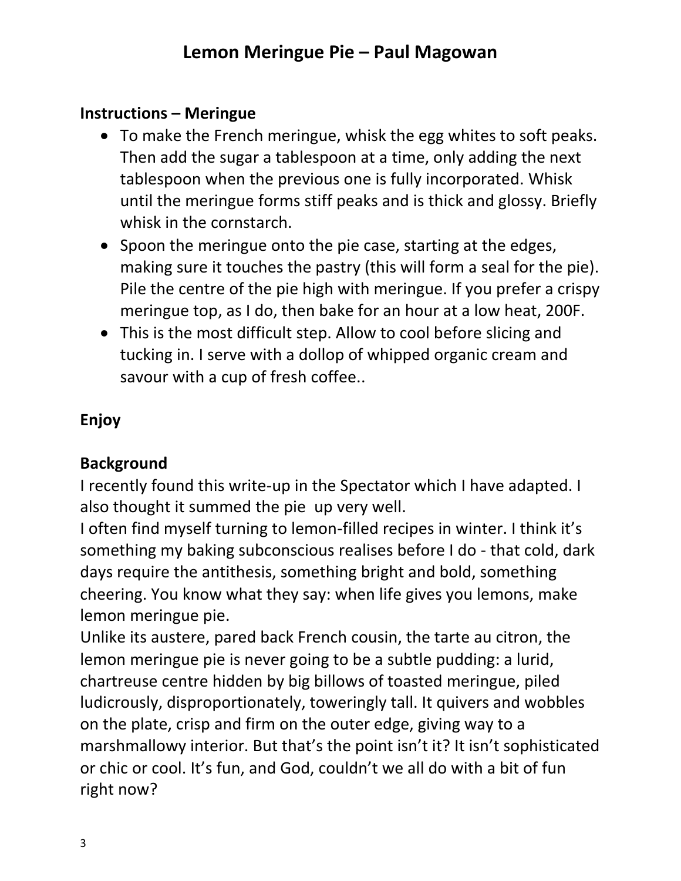# Lemon Meringue Pie – Paul Magowan

## Instructions – Meringue

- To make the French meringue, whisk the egg whites to soft peaks. Then add the sugar a tablespoon at a time, only adding the next tablespoon when the previous one is fully incorporated. Whisk until the meringue forms stiff peaks and is thick and glossy. Briefly whisk in the cornstarch.
- Spoon the meringue onto the pie case, starting at the edges, making sure it touches the pastry (this will form a seal for the pie). Pile the centre of the pie high with meringue. If you prefer a crispy meringue top, as I do, then bake for an hour at a low heat, 200F.
- This is the most difficult step. Allow to cool before slicing and tucking in. I serve with a dollop of whipped organic cream and savour with a cup of fresh coffee..

## Enjoy

## Background

I recently found this write-up in the Spectator which I have adapted. I also thought it summed the pie up very well.

I often find myself turning to lemon-filled recipes in winter. I think it's something my baking subconscious realises before I do - that cold, dark days require the antithesis, something bright and bold, something cheering. You know what they say: when life gives you lemons, make lemon meringue pie.

Unlike its austere, pared back French cousin, the tarte au citron, the lemon meringue pie is never going to be a subtle pudding: a lurid, chartreuse centre hidden by big billows of toasted meringue, piled ludicrously, disproportionately, toweringly tall. It quivers and wobbles on the plate, crisp and firm on the outer edge, giving way to a marshmallowy interior. But that's the point isn't it? It isn't sophisticated or chic or cool. It's fun, and God, couldn't we all do with a bit of fun right now?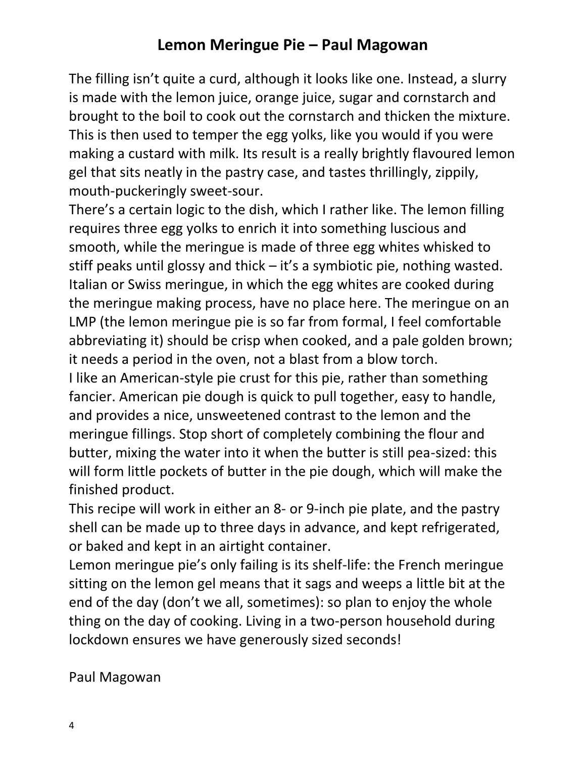# Lemon Meringue Pie – Paul Magowan

The filling isn't quite a curd, although it looks like one. Instead, a slurry is made with the lemon juice, orange juice, sugar and cornstarch and brought to the boil to cook out the cornstarch and thicken the mixture. This is then used to temper the egg yolks, like you would if you were making a custard with milk. Its result is a really brightly flavoured lemon gel that sits neatly in the pastry case, and tastes thrillingly, zippily, mouth-puckeringly sweet-sour.

There's a certain logic to the dish, which I rather like. The lemon filling requires three egg yolks to enrich it into something luscious and smooth, while the meringue is made of three egg whites whisked to stiff peaks until glossy and thick – it's a symbiotic pie, nothing wasted. Italian or Swiss meringue, in which the egg whites are cooked during the meringue making process, have no place here. The meringue on an LMP (the lemon meringue pie is so far from formal, I feel comfortable abbreviating it) should be crisp when cooked, and a pale golden brown; it needs a period in the oven, not a blast from a blow torch.

I like an American-style pie crust for this pie, rather than something fancier. American pie dough is quick to pull together, easy to handle, and provides a nice, unsweetened contrast to the lemon and the meringue fillings. Stop short of completely combining the flour and butter, mixing the water into it when the butter is still pea-sized: this will form little pockets of butter in the pie dough, which will make the finished product.

This recipe will work in either an 8- or 9-inch pie plate, and the pastry shell can be made up to three days in advance, and kept refrigerated, or baked and kept in an airtight container.

Lemon meringue pie's only failing is its shelf-life: the French meringue sitting on the lemon gel means that it sags and weeps a little bit at the end of the day (don't we all, sometimes): so plan to enjoy the whole thing on the day of cooking. Living in a two-person household during lockdown ensures we have generously sized seconds!

Paul Magowan